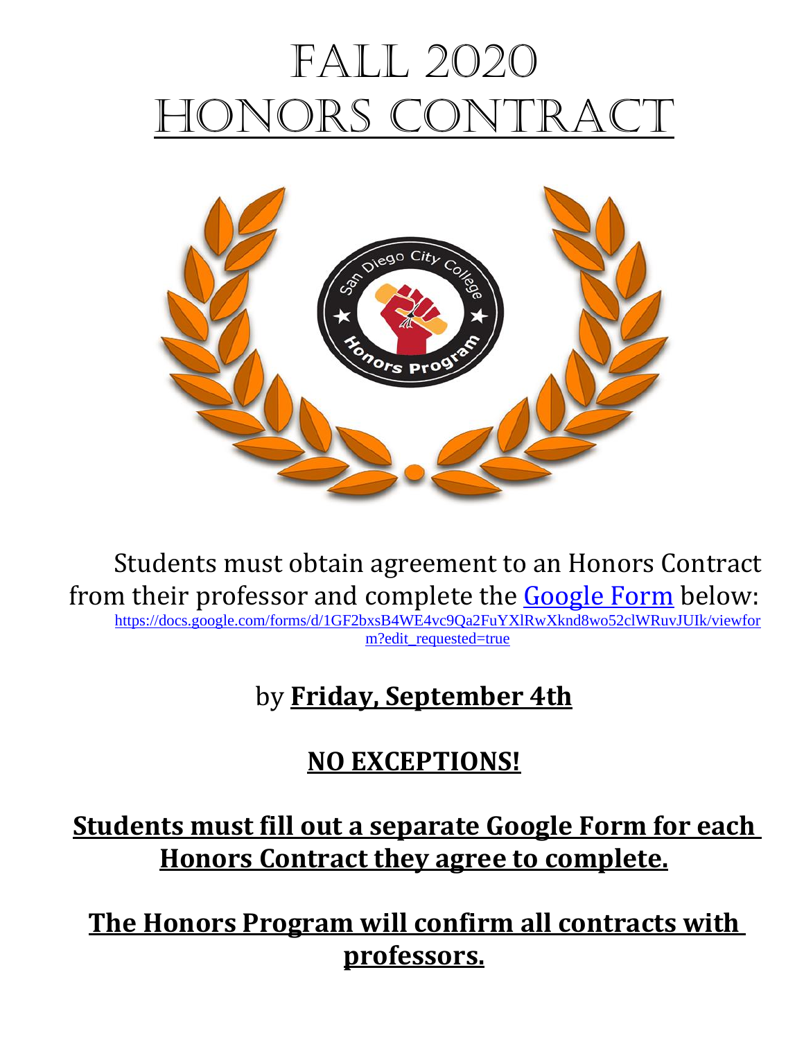# Fall 2020 Honors Contract

Students must obtain agreement to an Honors Contract from their professor and complete the Google Form below:
https://docs.google.com/forms/d/1GF2bxsB4WE4vc9Qa2FuYXlRwXknd8wo52clWRuvJUIk/viewform?edit_requested=true

by **Friday, September 4th**

**NO EXCEPTIONS!**

**Students must fill out a separate Google Form for each Honors Contract they agree to complete.**

**The Honors Program will confirm all contracts with professors.**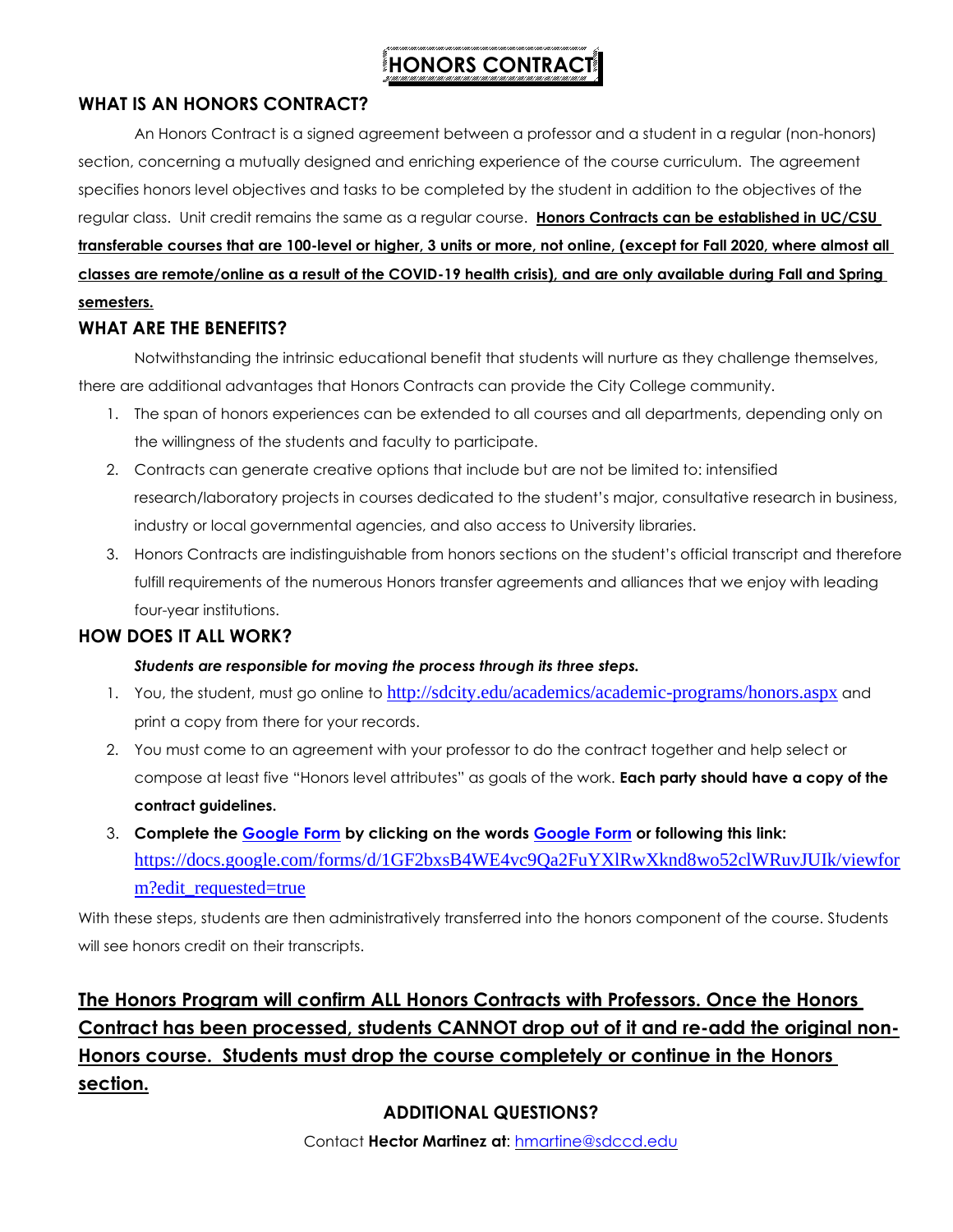# HONORS CONTRACT

## WHAT IS AN HONORS CONTRACT?

An Honors Contract is a signed agreement between a professor and a student in a regular (non-honors) section, concerning a mutually designed and enriching experience of the course curriculum. The agreement specifies honors level objectives and tasks to be completed by the student in addition to the objectives of the regular class. Unit credit remains the same as a regular course. **Honors Contracts can be established in UC/CSU transferable courses that are 100-level or higher, 3 units or more, not online, (except for Fall 2020, where almost all classes are remote/online as a result of the COVID-19 health crisis), and are only available during Fall and Spring semesters.**

## WHAT ARE THE BENEFITS?

Notwithstanding the intrinsic educational benefit that students will nurture as they challenge themselves, there are additional advantages that Honors Contracts can provide the City College community.

1. The span of honors experiences can be extended to all courses and all departments, depending only on the willingness of the students and faculty to participate.
2. Contracts can generate creative options that include but are not be limited to: intensified research/laboratory projects in courses dedicated to the student's major, consultative research in business, industry or local governmental agencies, and also access to University libraries.
3. Honors Contracts are indistinguishable from honors sections on the student's official transcript and therefore fulfill requirements of the numerous Honors transfer agreements and alliances that we enjoy with leading four-year institutions.

## HOW DOES IT ALL WORK?

***Students are responsible for moving the process through its three steps.***

1. You, the student, must go online to http://sdcity.edu/academics/academic-programs/honors.aspx and print a copy from there for your records.
2. You must come to an agreement with your professor to do the contract together and help select or compose at least five "Honors level attributes" as goals of the work. **Each party should have a copy of the contract guidelines.**
3. **Complete the Google Form by clicking on the words Google Form or following this link:** https://docs.google.com/forms/d/1GF2bxsB4WE4vc9Qa2FuYXlRwXknd8wo52clWRuvJUIk/viewform?edit_requested=true

With these steps, students are then administratively transferred into the honors component of the course. Students will see honors credit on their transcripts.

**The Honors Program will confirm ALL Honors Contracts with Professors. Once the Honors Contract has been processed, students CANNOT drop out of it and re-add the original non-Honors course. Students must drop the course completely or continue in the Honors section.**

**ADDITIONAL QUESTIONS?**

Contact **Hector Martinez at**: hmartine@sdccd.edu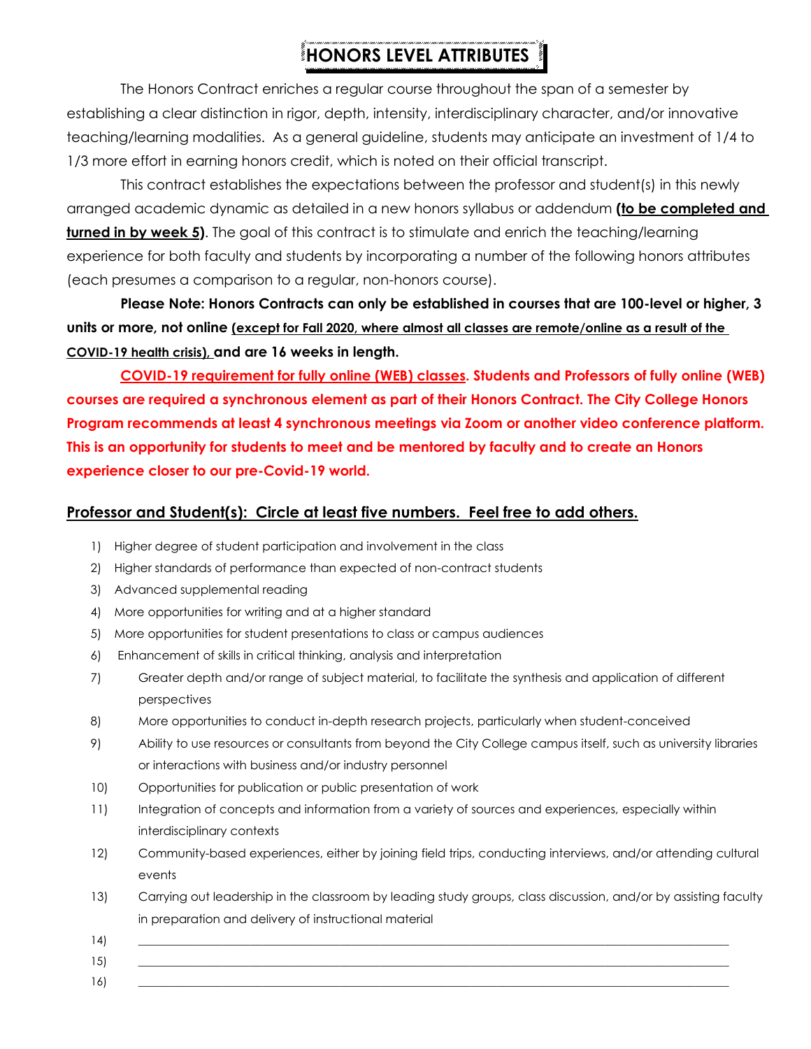# HONORS LEVEL ATTRIBUTES

The Honors Contract enriches a regular course throughout the span of a semester by establishing a clear distinction in rigor, depth, intensity, interdisciplinary character, and/or innovative teaching/learning modalities. As a general guideline, students may anticipate an investment of 1/4 to 1/3 more effort in earning honors credit, which is noted on their official transcript.

This contract establishes the expectations between the professor and student(s) in this newly arranged academic dynamic as detailed in a new honors syllabus or addendum **(to be completed and turned in by week 5)**. The goal of this contract is to stimulate and enrich the teaching/learning experience for both faculty and students by incorporating a number of the following honors attributes (each presumes a comparison to a regular, non-honors course).

**Please Note: Honors Contracts can only be established in courses that are 100-level or higher, 3 units or more, not online (except for Fall 2020, where almost all classes are remote/online as a result of the COVID-19 health crisis), and are 16 weeks in length.**

**COVID-19 requirement for fully online (WEB) classes. Students and Professors of fully online (WEB) courses are required a synchronous element as part of their Honors Contract. The City College Honors Program recommends at least 4 synchronous meetings via Zoom or another video conference platform. This is an opportunity for students to meet and be mentored by faculty and to create an Honors experience closer to our pre-Covid-19 world.**

## Professor and Student(s): Circle at least five numbers. Feel free to add others.

1) Higher degree of student participation and involvement in the class
2) Higher standards of performance than expected of non-contract students
3) Advanced supplemental reading
4) More opportunities for writing and at a higher standard
5) More opportunities for student presentations to class or campus audiences
6) Enhancement of skills in critical thinking, analysis and interpretation
7) Greater depth and/or range of subject material, to facilitate the synthesis and application of different perspectives
8) More opportunities to conduct in-depth research projects, particularly when student-conceived
9) Ability to use resources or consultants from beyond the City College campus itself, such as university libraries or interactions with business and/or industry personnel
10) Opportunities for publication or public presentation of work
11) Integration of concepts and information from a variety of sources and experiences, especially within interdisciplinary contexts
12) Community-based experiences, either by joining field trips, conducting interviews, and/or attending cultural events
13) Carrying out leadership in the classroom by leading study groups, class discussion, and/or by assisting faculty in preparation and delivery of instructional material
14) ______________________________________________
15) ______________________________________________
16) ______________________________________________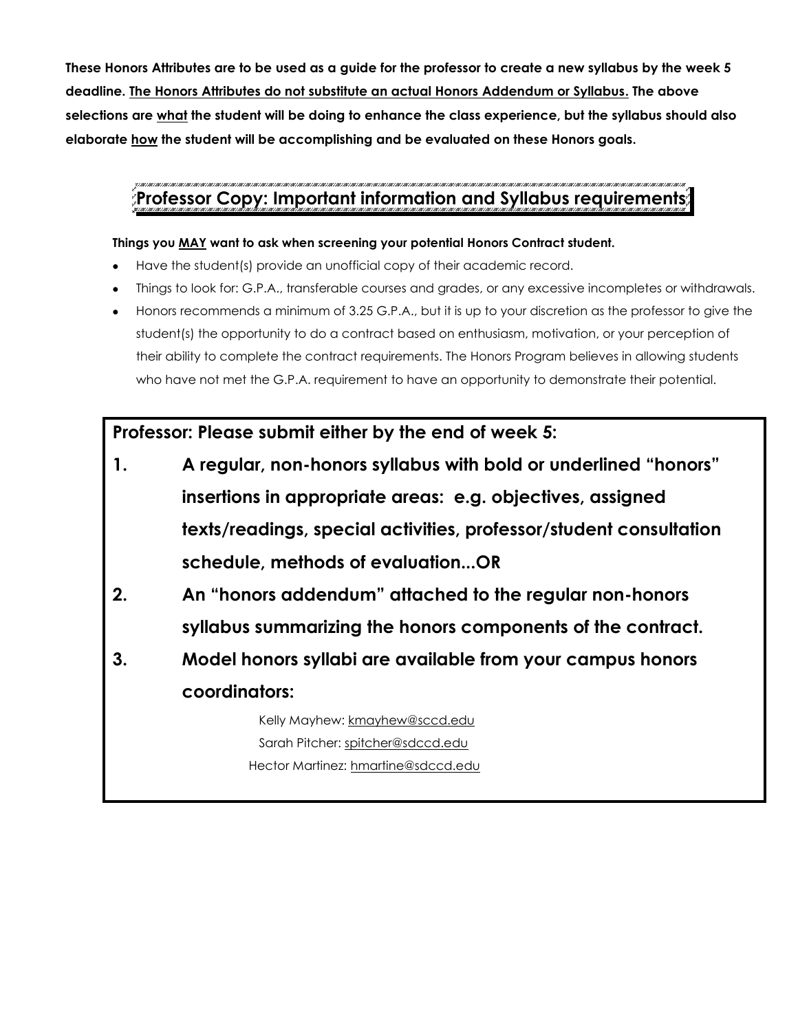**These Honors Attributes are to be used as a guide for the professor to create a new syllabus by the week 5 deadline. <u>The Honors Attributes do not substitute an actual Honors Addendum or Syllabus.</u> The above selections are <u>what</u> the student will be doing to enhance the class experience, but the syllabus should also elaborate <u>how</u> the student will be accomplishing and be evaluated on these Honors goals.**

## Professor Copy: Important information and Syllabus requirements

**Things you <u>MAY</u> want to ask when screening your potential Honors Contract student.**

- Have the student(s) provide an unofficial copy of their academic record.
- Things to look for: G.P.A., transferable courses and grades, or any excessive incompletes or withdrawals.
- Honors recommends a minimum of 3.25 G.P.A., but it is up to your discretion as the professor to give the student(s) the opportunity to do a contract based on enthusiasm, motivation, or your perception of their ability to complete the contract requirements. The Honors Program believes in allowing students who have not met the G.P.A. requirement to have an opportunity to demonstrate their potential.

**Professor: Please submit either by the end of week 5:**

1. **A regular, non-honors syllabus with bold or underlined "honors" insertions in appropriate areas: e.g. objectives, assigned texts/readings, special activities, professor/student consultation schedule, methods of evaluation...OR**
2. **An "honors addendum" attached to the regular non-honors syllabus summarizing the honors components of the contract.**
3. **Model honors syllabi are available from your campus honors coordinators:**

Kelly Mayhew: kmayhew@sccd.edu
Sarah Pitcher: spitcher@sdccd.edu
Hector Martinez: hmartine@sdccd.edu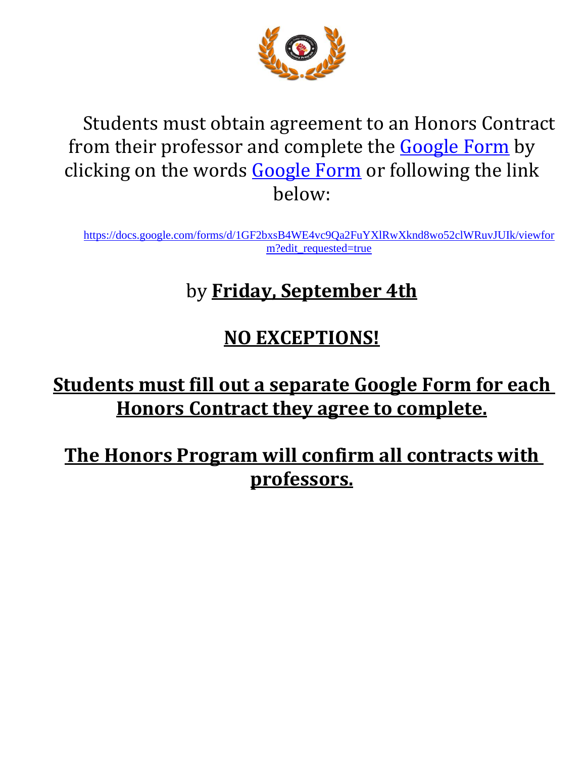Students must obtain agreement to an Honors Contract from their professor and complete the [Google Form](https://docs.google.com/forms/d/1GF2bxsB4WE4vc9Qa2FuYXlRwXknd8wo52clWRuvJUIk/viewform?edit_requested=true) by clicking on the words [Google Form](https://docs.google.com/forms/d/1GF2bxsB4WE4vc9Qa2FuYXlRwXknd8wo52clWRuvJUIk/viewform?edit_requested=true) or following the link below:

https://docs.google.com/forms/d/1GF2bxsB4WE4vc9Qa2FuYXlRwXknd8wo52clWRuvJUIk/viewform?edit_requested=true

by **Friday, September 4th**

**NO EXCEPTIONS!**

**Students must fill out a separate Google Form for each Honors Contract they agree to complete.**

**The Honors Program will confirm all contracts with professors.**